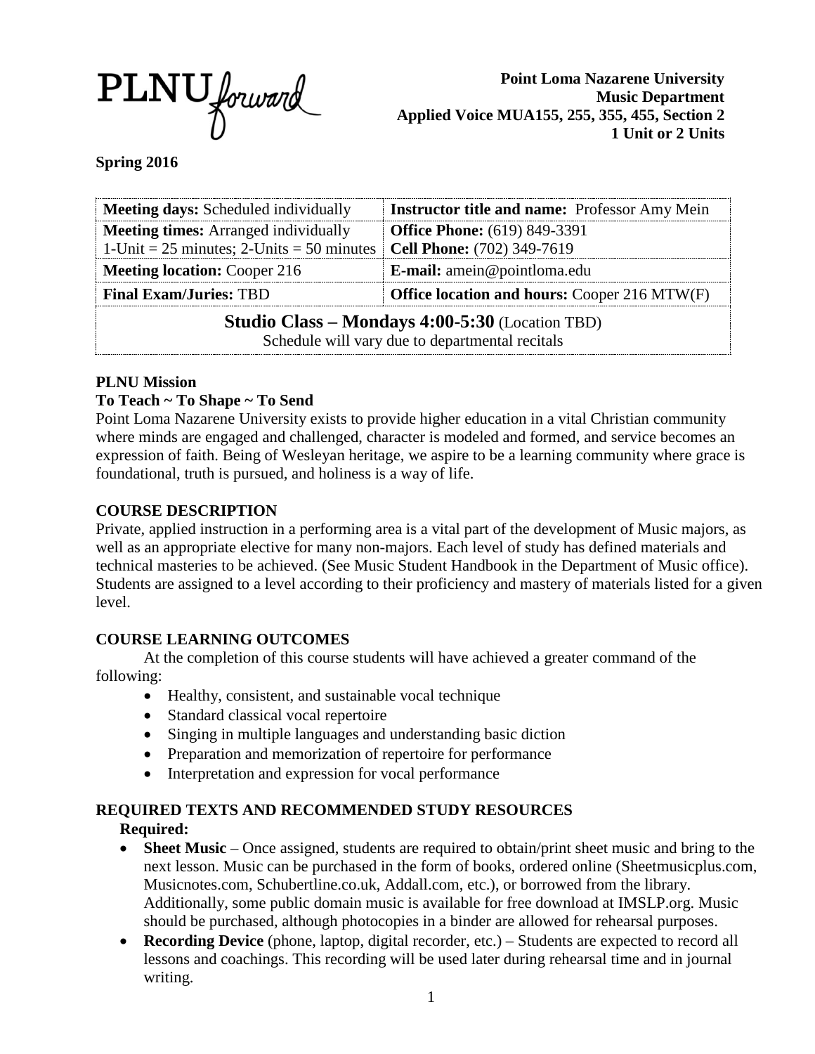PLNU forward

**Point Loma Nazarene University**
**Music Department**
**Applied Voice MUA155, 255, 355, 455, Section 2**
**1 Unit or 2 Units**

**Spring 2016**

| **Meeting days:** Scheduled individually | **Instructor title and name:** Professor Amy Mein |
|---|---|
| **Meeting times:** Arranged individually<br>1-Unit = 25 minutes; 2-Units = 50 minutes | **Office Phone:** (619) 849-3391<br>**Cell Phone:** (702) 349-7619 |
| **Meeting location:** Cooper 216 | **E-mail:** amein@pointloma.edu |
| **Final Exam/Juries:** TBD | **Office location and hours:** Cooper 216 MTW(F) |
| **Studio Class – Mondays 4:00-5:30** (Location TBD)<br>Schedule will vary due to departmental recitals | |

**PLNU Mission**
**To Teach ~ To Shape ~ To Send**
Point Loma Nazarene University exists to provide higher education in a vital Christian community where minds are engaged and challenged, character is modeled and formed, and service becomes an expression of faith. Being of Wesleyan heritage, we aspire to be a learning community where grace is foundational, truth is pursued, and holiness is a way of life.

**COURSE DESCRIPTION**
Private, applied instruction in a performing area is a vital part of the development of Music majors, as well as an appropriate elective for many non-majors. Each level of study has defined materials and technical masteries to be achieved. (See Music Student Handbook in the Department of Music office). Students are assigned to a level according to their proficiency and mastery of materials listed for a given level.

**COURSE LEARNING OUTCOMES**
At the completion of this course students will have achieved a greater command of the following:

- Healthy, consistent, and sustainable vocal technique
- Standard classical vocal repertoire
- Singing in multiple languages and understanding basic diction
- Preparation and memorization of repertoire for performance
- Interpretation and expression for vocal performance

**REQUIRED TEXTS AND RECOMMENDED STUDY RESOURCES**
**Required:**

- **Sheet Music** – Once assigned, students are required to obtain/print sheet music and bring to the next lesson. Music can be purchased in the form of books, ordered online (Sheetmusicplus.com, Musicnotes.com, Schubertline.co.uk, Addall.com, etc.), or borrowed from the library. Additionally, some public domain music is available for free download at IMSLP.org. Music should be purchased, although photocopies in a binder are allowed for rehearsal purposes.
- **Recording Device** (phone, laptop, digital recorder, etc.) – Students are expected to record all lessons and coachings. This recording will be used later during rehearsal time and in journal writing.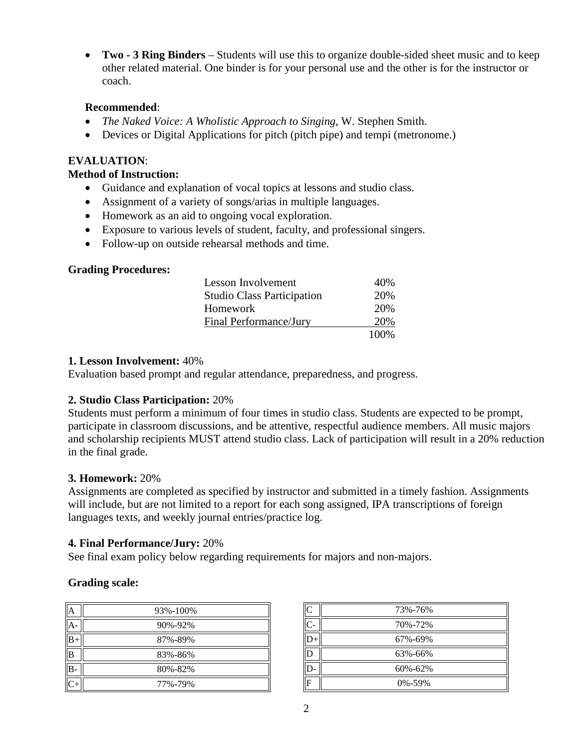- **Two - 3 Ring Binders** – Students will use this to organize double-sided sheet music and to keep other related material. One binder is for your personal use and the other is for the instructor or coach.

**Recommended**:

- *The Naked Voice: A Wholistic Approach to Singing*, W. Stephen Smith.
- Devices or Digital Applications for pitch (pitch pipe) and tempi (metronome.)

**EVALUATION**:

**Method of Instruction:**

- Guidance and explanation of vocal topics at lessons and studio class.
- Assignment of a variety of songs/arias in multiple languages.
- Homework as an aid to ongoing vocal exploration.
- Exposure to various levels of student, faculty, and professional singers.
- Follow-up on outside rehearsal methods and time.

**Grading Procedures:**

| | |
|---|---|
| Lesson Involvement | 40% |
| Studio Class Participation | 20% |
| Homework | 20% |
| Final Performance/Jury | 20% |
| | 100% |

**1. Lesson Involvement:** 40%
Evaluation based prompt and regular attendance, preparedness, and progress.

**2. Studio Class Participation:** 20%
Students must perform a minimum of four times in studio class. Students are expected to be prompt, participate in classroom discussions, and be attentive, respectful audience members. All music majors and scholarship recipients MUST attend studio class. Lack of participation will result in a 20% reduction in the final grade.

**3. Homework:** 20%
Assignments are completed as specified by instructor and submitted in a timely fashion. Assignments will include, but are not limited to a report for each song assigned, IPA transcriptions of foreign languages texts, and weekly journal entries/practice log.

**4. Final Performance/Jury:** 20%
See final exam policy below regarding requirements for majors and non-majors.

**Grading scale:**

| Grade | Range |
|---|---|
| A | 93%-100% |
| A- | 90%-92% |
| B+ | 87%-89% |
| B | 83%-86% |
| B- | 80%-82% |
| C+ | 77%-79% |
| C | 73%-76% |
| C- | 70%-72% |
| D+ | 67%-69% |
| D | 63%-66% |
| D- | 60%-62% |
| F | 0%-59% |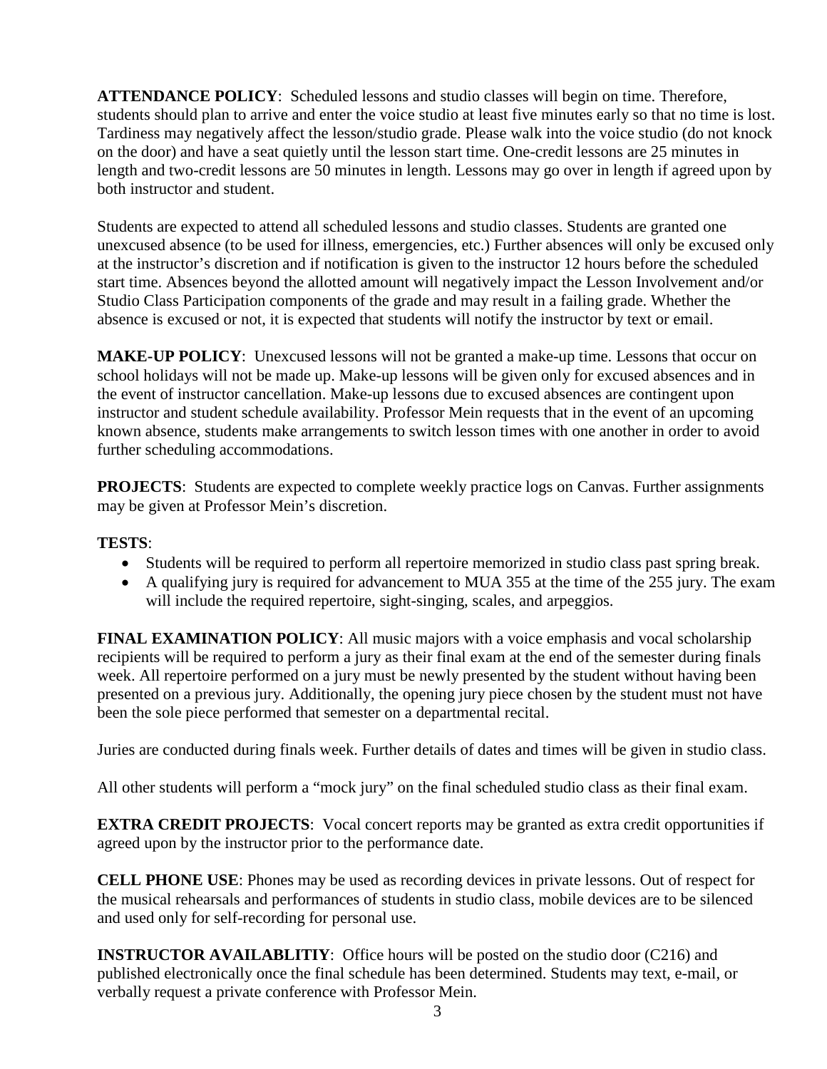**ATTENDANCE POLICY**: Scheduled lessons and studio classes will begin on time. Therefore, students should plan to arrive and enter the voice studio at least five minutes early so that no time is lost. Tardiness may negatively affect the lesson/studio grade. Please walk into the voice studio (do not knock on the door) and have a seat quietly until the lesson start time. One-credit lessons are 25 minutes in length and two-credit lessons are 50 minutes in length. Lessons may go over in length if agreed upon by both instructor and student.

Students are expected to attend all scheduled lessons and studio classes. Students are granted one unexcused absence (to be used for illness, emergencies, etc.) Further absences will only be excused only at the instructor's discretion and if notification is given to the instructor 12 hours before the scheduled start time. Absences beyond the allotted amount will negatively impact the Lesson Involvement and/or Studio Class Participation components of the grade and may result in a failing grade. Whether the absence is excused or not, it is expected that students will notify the instructor by text or email.

**MAKE-UP POLICY**: Unexcused lessons will not be granted a make-up time. Lessons that occur on school holidays will not be made up. Make-up lessons will be given only for excused absences and in the event of instructor cancellation. Make-up lessons due to excused absences are contingent upon instructor and student schedule availability. Professor Mein requests that in the event of an upcoming known absence, students make arrangements to switch lesson times with one another in order to avoid further scheduling accommodations.

**PROJECTS**: Students are expected to complete weekly practice logs on Canvas. Further assignments may be given at Professor Mein's discretion.

**TESTS**:

- Students will be required to perform all repertoire memorized in studio class past spring break.
- A qualifying jury is required for advancement to MUA 355 at the time of the 255 jury. The exam will include the required repertoire, sight-singing, scales, and arpeggios.

**FINAL EXAMINATION POLICY**: All music majors with a voice emphasis and vocal scholarship recipients will be required to perform a jury as their final exam at the end of the semester during finals week. All repertoire performed on a jury must be newly presented by the student without having been presented on a previous jury. Additionally, the opening jury piece chosen by the student must not have been the sole piece performed that semester on a departmental recital.

Juries are conducted during finals week. Further details of dates and times will be given in studio class.

All other students will perform a "mock jury" on the final scheduled studio class as their final exam.

**EXTRA CREDIT PROJECTS**: Vocal concert reports may be granted as extra credit opportunities if agreed upon by the instructor prior to the performance date.

**CELL PHONE USE**: Phones may be used as recording devices in private lessons. Out of respect for the musical rehearsals and performances of students in studio class, mobile devices are to be silenced and used only for self-recording for personal use.

**INSTRUCTOR AVAILABLITIY**: Office hours will be posted on the studio door (C216) and published electronically once the final schedule has been determined. Students may text, e-mail, or verbally request a private conference with Professor Mein.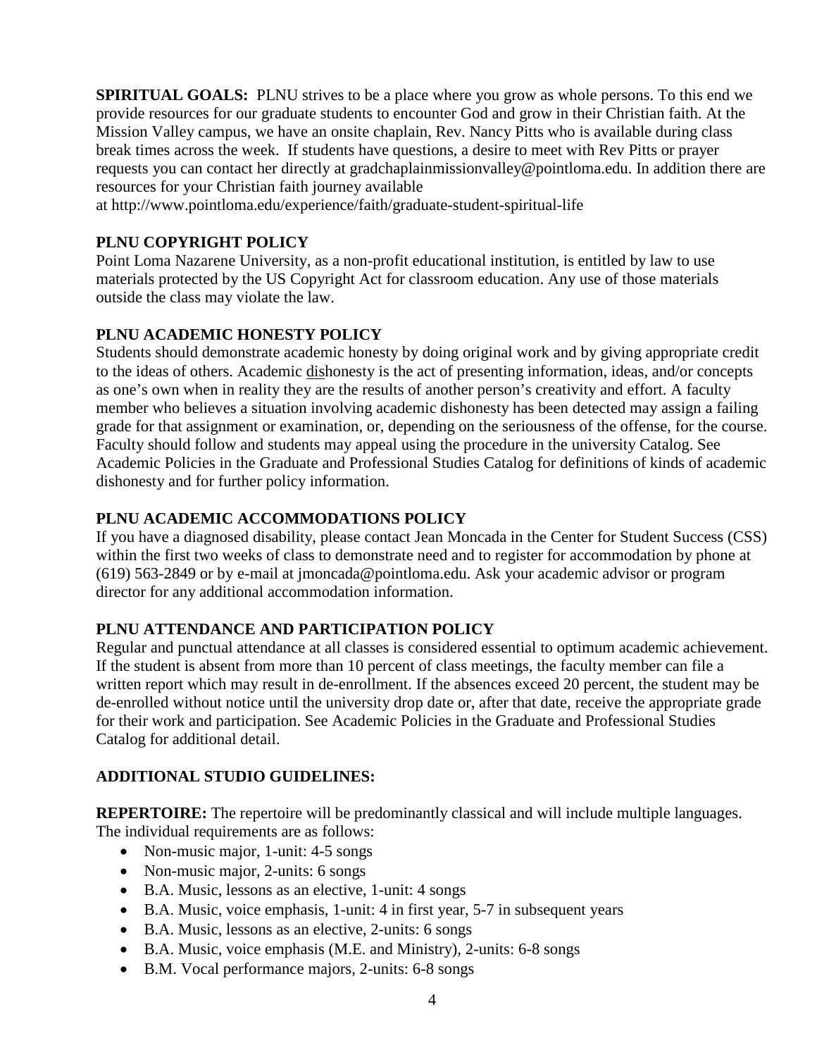**SPIRITUAL GOALS:** PLNU strives to be a place where you grow as whole persons. To this end we provide resources for our graduate students to encounter God and grow in their Christian faith. At the Mission Valley campus, we have an onsite chaplain, Rev. Nancy Pitts who is available during class break times across the week. If students have questions, a desire to meet with Rev Pitts or prayer requests you can contact her directly at gradchaplainmissionvalley@pointloma.edu. In addition there are resources for your Christian faith journey available at http://www.pointloma.edu/experience/faith/graduate-student-spiritual-life

**PLNU COPYRIGHT POLICY**

Point Loma Nazarene University, as a non-profit educational institution, is entitled by law to use materials protected by the US Copyright Act for classroom education. Any use of those materials outside the class may violate the law.

**PLNU ACADEMIC HONESTY POLICY**

Students should demonstrate academic honesty by doing original work and by giving appropriate credit to the ideas of others. Academic <u>dis</u>honesty is the act of presenting information, ideas, and/or concepts as one's own when in reality they are the results of another person's creativity and effort. A faculty member who believes a situation involving academic dishonesty has been detected may assign a failing grade for that assignment or examination, or, depending on the seriousness of the offense, for the course. Faculty should follow and students may appeal using the procedure in the university Catalog. See Academic Policies in the Graduate and Professional Studies Catalog for definitions of kinds of academic dishonesty and for further policy information.

**PLNU ACADEMIC ACCOMMODATIONS POLICY**

If you have a diagnosed disability, please contact Jean Moncada in the Center for Student Success (CSS) within the first two weeks of class to demonstrate need and to register for accommodation by phone at (619) 563-2849 or by e-mail at jmoncada@pointloma.edu. Ask your academic advisor or program director for any additional accommodation information.

**PLNU ATTENDANCE AND PARTICIPATION POLICY**

Regular and punctual attendance at all classes is considered essential to optimum academic achievement. If the student is absent from more than 10 percent of class meetings, the faculty member can file a written report which may result in de-enrollment. If the absences exceed 20 percent, the student may be de-enrolled without notice until the university drop date or, after that date, receive the appropriate grade for their work and participation. See Academic Policies in the Graduate and Professional Studies Catalog for additional detail.

**ADDITIONAL STUDIO GUIDELINES:**

**REPERTOIRE:** The repertoire will be predominantly classical and will include multiple languages. The individual requirements are as follows:

- Non-music major, 1-unit: 4-5 songs
- Non-music major, 2-units: 6 songs
- B.A. Music, lessons as an elective, 1-unit: 4 songs
- B.A. Music, voice emphasis, 1-unit: 4 in first year, 5-7 in subsequent years
- B.A. Music, lessons as an elective, 2-units: 6 songs
- B.A. Music, voice emphasis (M.E. and Ministry), 2-units: 6-8 songs
- B.M. Vocal performance majors, 2-units: 6-8 songs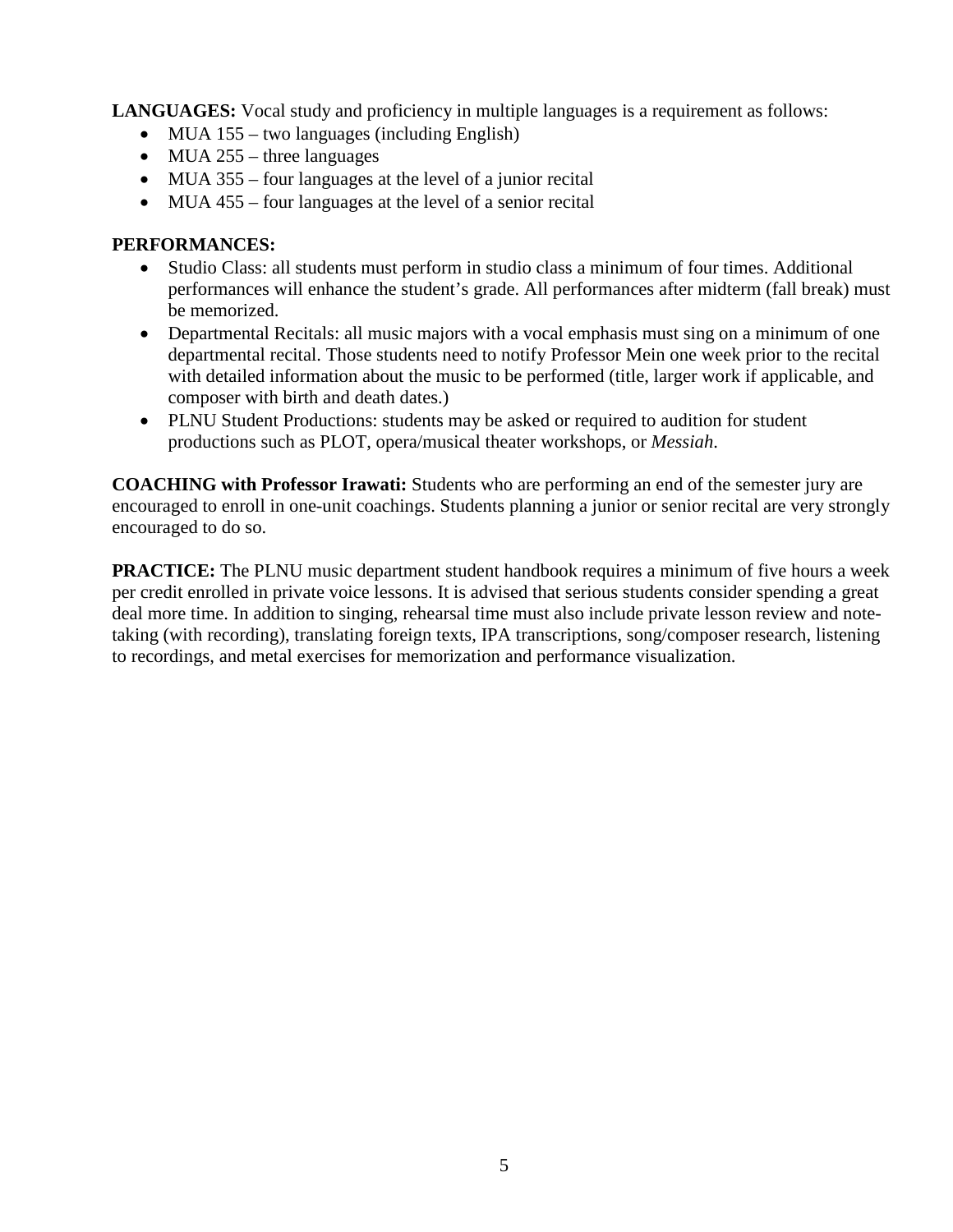**LANGUAGES:** Vocal study and proficiency in multiple languages is a requirement as follows:

- MUA 155 – two languages (including English)
- MUA 255 – three languages
- MUA 355 – four languages at the level of a junior recital
- MUA 455 – four languages at the level of a senior recital

**PERFORMANCES:**

- Studio Class: all students must perform in studio class a minimum of four times. Additional performances will enhance the student's grade. All performances after midterm (fall break) must be memorized.
- Departmental Recitals: all music majors with a vocal emphasis must sing on a minimum of one departmental recital. Those students need to notify Professor Mein one week prior to the recital with detailed information about the music to be performed (title, larger work if applicable, and composer with birth and death dates.)
- PLNU Student Productions: students may be asked or required to audition for student productions such as PLOT, opera/musical theater workshops, or *Messiah*.

**COACHING with Professor Irawati:** Students who are performing an end of the semester jury are encouraged to enroll in one-unit coachings. Students planning a junior or senior recital are very strongly encouraged to do so.

**PRACTICE:** The PLNU music department student handbook requires a minimum of five hours a week per credit enrolled in private voice lessons. It is advised that serious students consider spending a great deal more time. In addition to singing, rehearsal time must also include private lesson review and note-taking (with recording), translating foreign texts, IPA transcriptions, song/composer research, listening to recordings, and metal exercises for memorization and performance visualization.